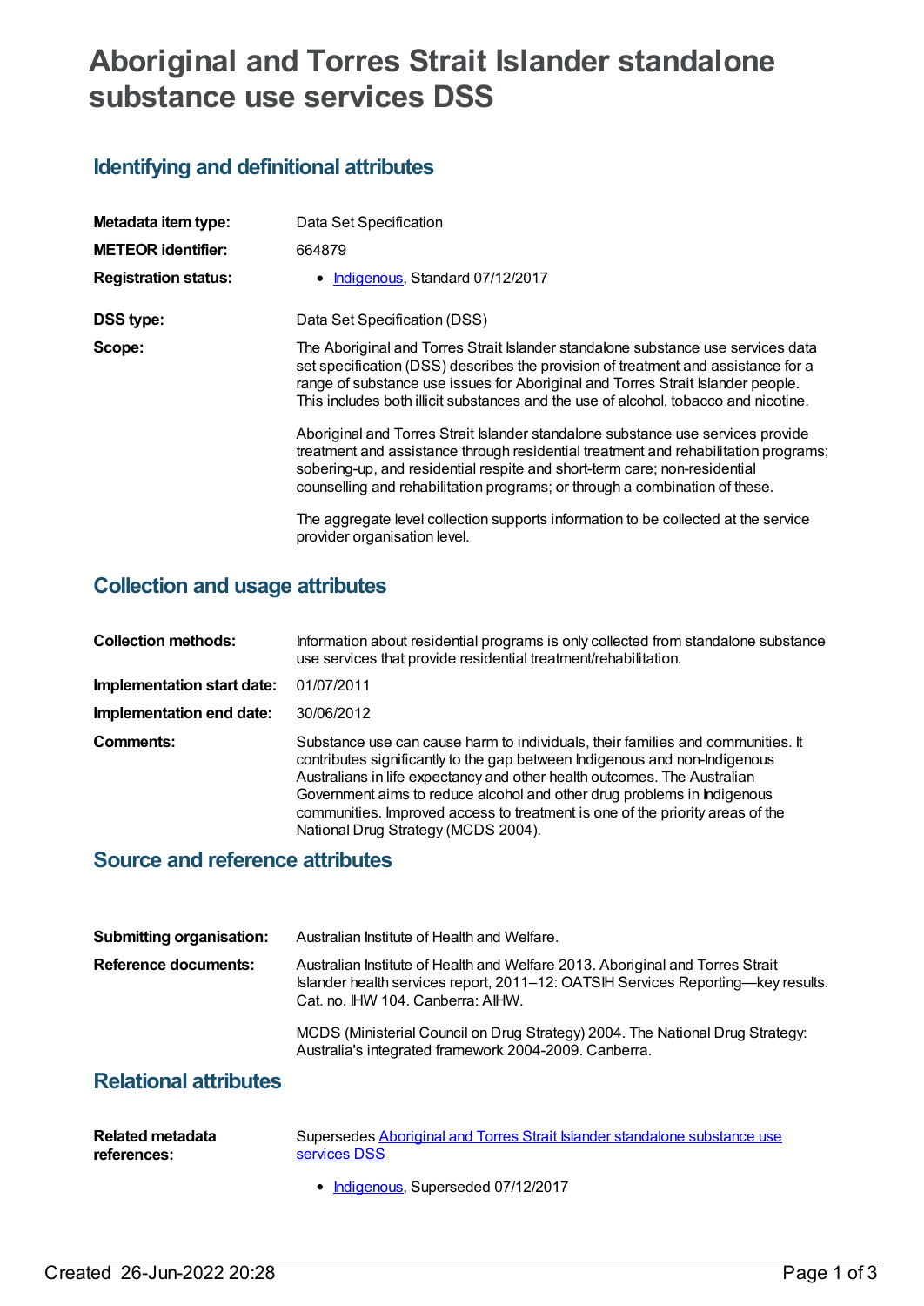# Aboriginal and Torres Strait Islander standalone substance use services DSS

## Identifying and definitional attributes

| | |
|---|---|
| **Metadata item type:** | Data Set Specification |
| **METEOR identifier:** | 664879 |
| **Registration status:** | • Indigenous, Standard 07/12/2017 |
| **DSS type:** | Data Set Specification (DSS) |
| **Scope:** | The Aboriginal and Torres Strait Islander standalone substance use services data set specification (DSS) describes the provision of treatment and assistance for a range of substance use issues for Aboriginal and Torres Strait Islander people. This includes both illicit substances and the use of alcohol, tobacco and nicotine.<br><br>Aboriginal and Torres Strait Islander standalone substance use services provide treatment and assistance through residential treatment and rehabilitation programs; sobering-up, and residential respite and short-term care; non-residential counselling and rehabilitation programs; or through a combination of these.<br><br>The aggregate level collection supports information to be collected at the service provider organisation level. |

## Collection and usage attributes

| | |
|---|---|
| **Collection methods:** | Information about residential programs is only collected from standalone substance use services that provide residential treatment/rehabilitation. |
| **Implementation start date:** | 01/07/2011 |
| **Implementation end date:** | 30/06/2012 |
| **Comments:** | Substance use can cause harm to individuals, their families and communities. It contributes significantly to the gap between Indigenous and non-Indigenous Australians in life expectancy and other health outcomes. The Australian Government aims to reduce alcohol and other drug problems in Indigenous communities. Improved access to treatment is one of the priority areas of the National Drug Strategy (MCDS 2004). |

## Source and reference attributes

| | |
|---|---|
| **Submitting organisation:** | Australian Institute of Health and Welfare. |
| **Reference documents:** | Australian Institute of Health and Welfare 2013. Aboriginal and Torres Strait Islander health services report, 2011–12: OATSIH Services Reporting—key results. Cat. no. IHW 104. Canberra: AIHW.<br><br>MCDS (Ministerial Council on Drug Strategy) 2004. The National Drug Strategy: Australia's integrated framework 2004-2009. Canberra. |

## Relational attributes

| | |
|---|---|
| **Related metadata references:** | Supersedes Aboriginal and Torres Strait Islander standalone substance use services DSS<br><br>• Indigenous, Superseded 07/12/2017 |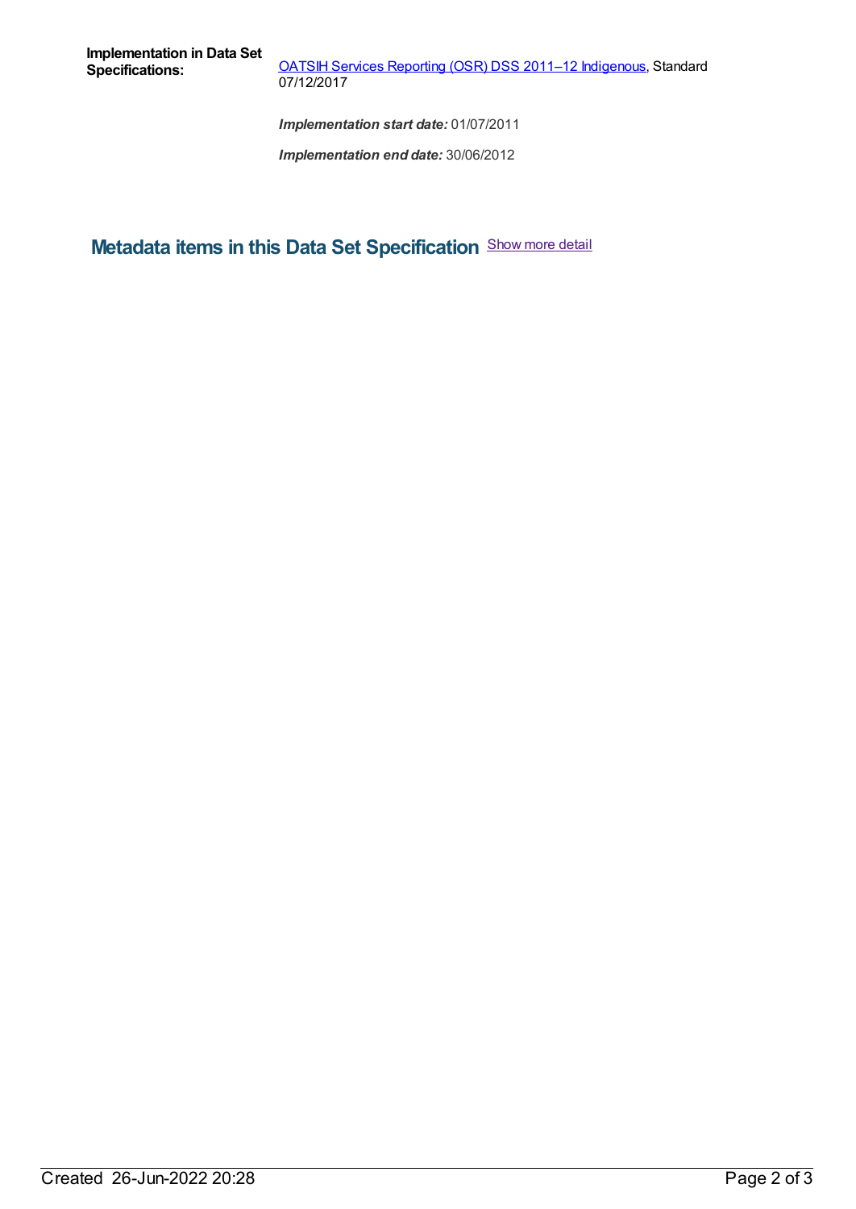**Implementation in Data Set Specifications:**

OATSIH Services Reporting (OSR) DSS 2011–12 Indigenous, Standard 07/12/2017

*Implementation start date:* 01/07/2011

*Implementation end date:* 30/06/2012

## Metadata items in this Data Set Specification

Show more detail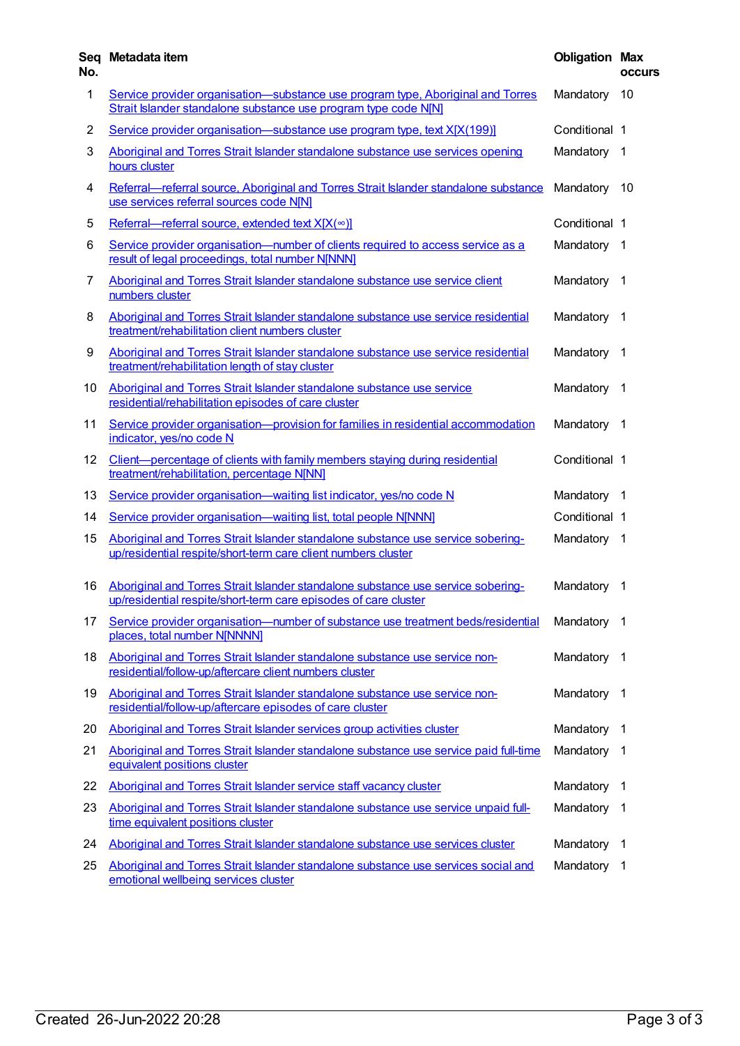| Seq No. | Metadata item | Obligation | Max occurs |
|---|---|---|---|
| 1 | Service provider organisation—substance use program type, Aboriginal and Torres Strait Islander standalone substance use program type code N[N] | Mandatory | 10 |
| 2 | Service provider organisation—substance use program type, text X[X(199)] | Conditional | 1 |
| 3 | Aboriginal and Torres Strait Islander standalone substance use services opening hours cluster | Mandatory | 1 |
| 4 | Referral—referral source, Aboriginal and Torres Strait Islander standalone substance use services referral sources code N[N] | Mandatory | 10 |
| 5 | Referral—referral source, extended text X[X(∞)] | Conditional | 1 |
| 6 | Service provider organisation—number of clients required to access service as a result of legal proceedings, total number N[NNN] | Mandatory | 1 |
| 7 | Aboriginal and Torres Strait Islander standalone substance use service client numbers cluster | Mandatory | 1 |
| 8 | Aboriginal and Torres Strait Islander standalone substance use service residential treatment/rehabilitation client numbers cluster | Mandatory | 1 |
| 9 | Aboriginal and Torres Strait Islander standalone substance use service residential treatment/rehabilitation length of stay cluster | Mandatory | 1 |
| 10 | Aboriginal and Torres Strait Islander standalone substance use service residential/rehabilitation episodes of care cluster | Mandatory | 1 |
| 11 | Service provider organisation—provision for families in residential accommodation indicator, yes/no code N | Mandatory | 1 |
| 12 | Client—percentage of clients with family members staying during residential treatment/rehabilitation, percentage N[NN] | Conditional | 1 |
| 13 | Service provider organisation—waiting list indicator, yes/no code N | Mandatory | 1 |
| 14 | Service provider organisation—waiting list, total people N[NNN] | Conditional | 1 |
| 15 | Aboriginal and Torres Strait Islander standalone substance use service sobering-up/residential respite/short-term care client numbers cluster | Mandatory | 1 |
| 16 | Aboriginal and Torres Strait Islander standalone substance use service sobering-up/residential respite/short-term care episodes of care cluster | Mandatory | 1 |
| 17 | Service provider organisation—number of substance use treatment beds/residential places, total number N[NNNN] | Mandatory | 1 |
| 18 | Aboriginal and Torres Strait Islander standalone substance use service non-residential/follow-up/aftercare client numbers cluster | Mandatory | 1 |
| 19 | Aboriginal and Torres Strait Islander standalone substance use service non-residential/follow-up/aftercare episodes of care cluster | Mandatory | 1 |
| 20 | Aboriginal and Torres Strait Islander services group activities cluster | Mandatory | 1 |
| 21 | Aboriginal and Torres Strait Islander standalone substance use service paid full-time equivalent positions cluster | Mandatory | 1 |
| 22 | Aboriginal and Torres Strait Islander service staff vacancy cluster | Mandatory | 1 |
| 23 | Aboriginal and Torres Strait Islander standalone substance use service unpaid full-time equivalent positions cluster | Mandatory | 1 |
| 24 | Aboriginal and Torres Strait Islander standalone substance use services cluster | Mandatory | 1 |
| 25 | Aboriginal and Torres Strait Islander standalone substance use services social and emotional wellbeing services cluster | Mandatory | 1 |